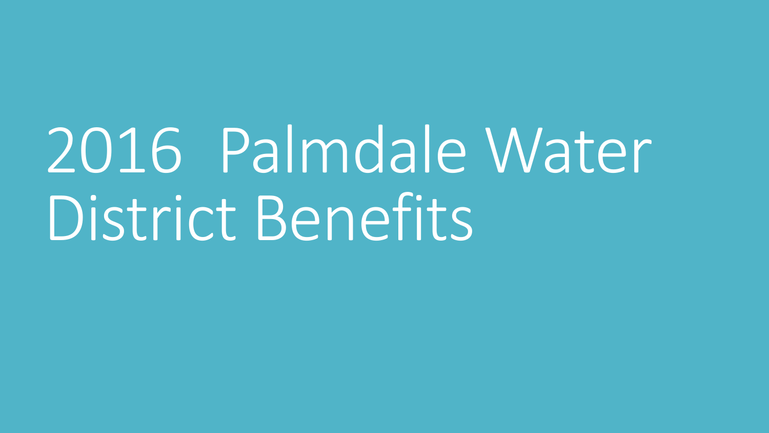# 2016 Palmdale Water District Benefits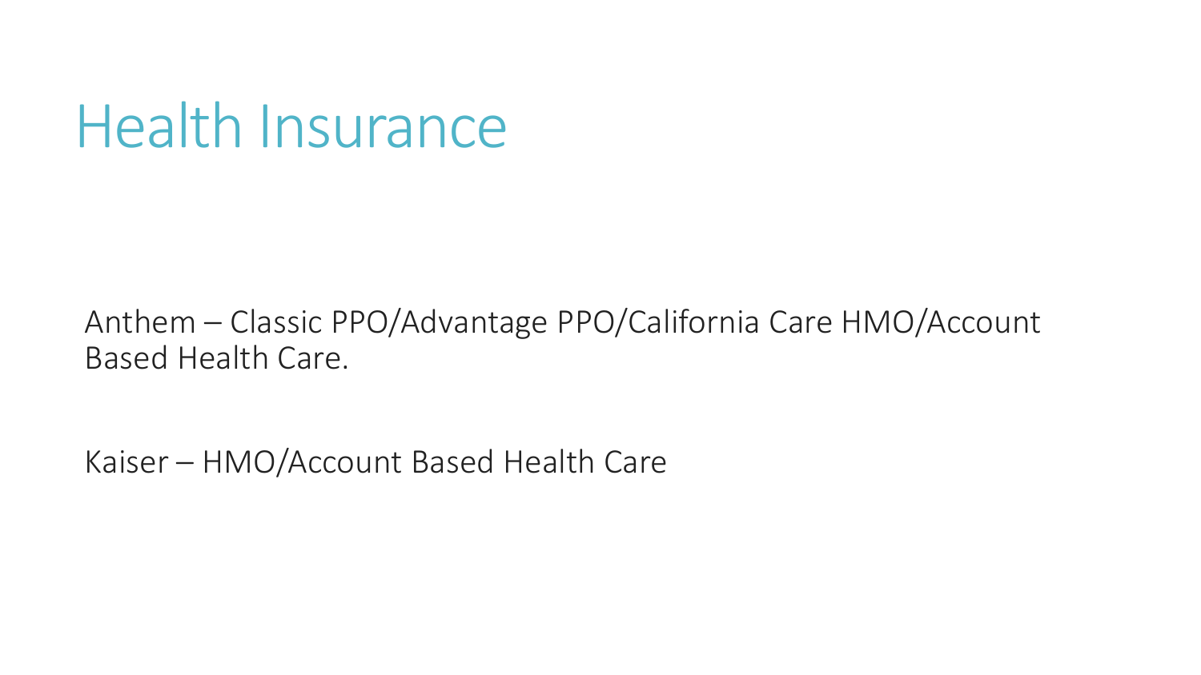# Health Insurance

Anthem – Classic PPO/Advantage PPO/California Care HMO/Account Based Health Care.

Kaiser – HMO/Account Based Health Care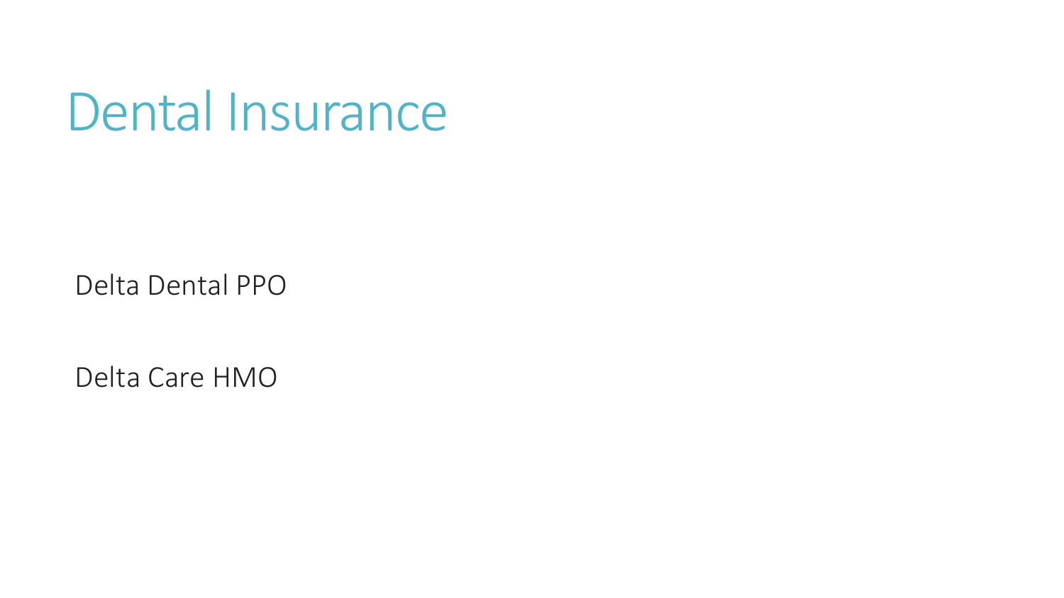# Dental Insurance

Delta Dental PPO

Delta Care HMO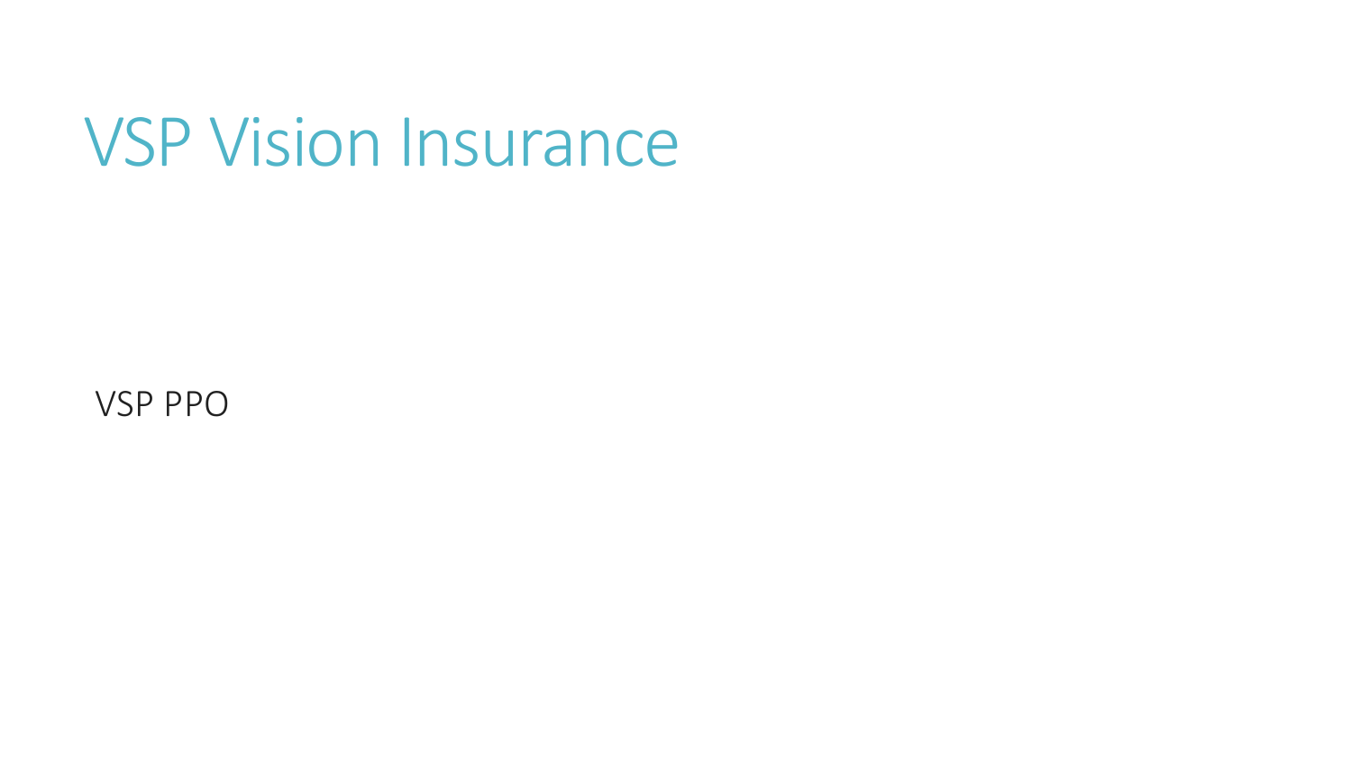# VSP Vision Insurance

VSP PPO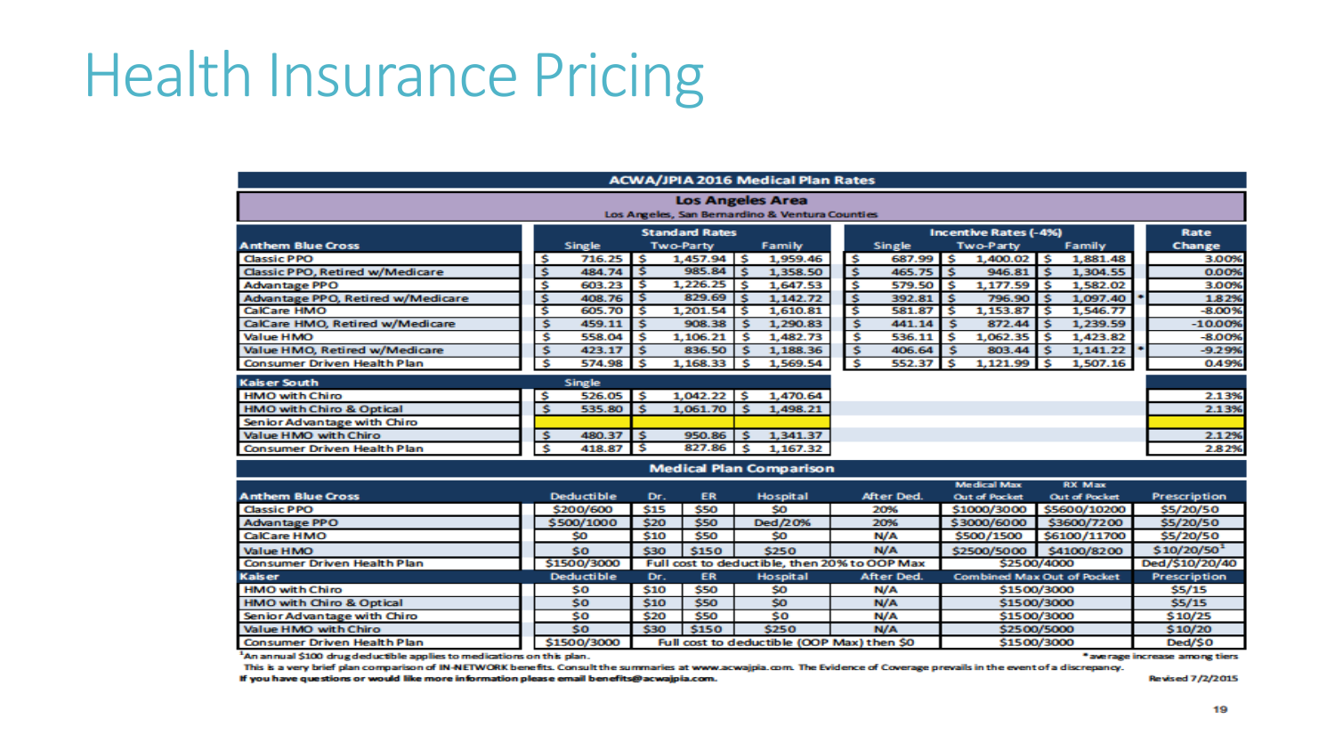# Health Insurance Pricing

## ACWA/JPIA 2016 Medical Plan Rates

### Los Angeles Area

Los Angeles, San Bernardino & Ventura Counties

| Anthem Blue Cross | Standard Rates Single | Standard Rates Two-Party | Standard Rates Family | Incentive Rates (-4%) Single | Incentive Rates (-4%) Two-Party | Incentive Rates (-4%) Family | Rate Change |
|---|---|---|---|---|---|---|---|
| Classic PPO | $ 716.25 | $ 1,457.94 | $ 1,959.46 | $ 687.99 | $ 1,400.02 | $ 1,881.48 | 3.00% |
| Classic PPO, Retired w/Medicare | $ 484.74 | $ 985.84 | $ 1,358.50 | $ 465.75 | $ 946.81 | $ 1,304.55 | 0.00% |
| Advantage PPO | $ 603.23 | $ 1,226.25 | $ 1,647.53 | $ 579.50 | $ 1,177.59 | $ 1,582.02 | 3.00% |
| Advantage PPO, Retired w/Medicare | $ 408.76 | $ 829.69 | $ 1,142.72 | $ 392.81 | $ 796.90 | $ 1,097.40 | * 1.82% |
| CalCare HMO | $ 605.70 | $ 1,201.54 | $ 1,610.81 | $ 581.87 | $ 1,153.87 | $ 1,546.77 | -8.00% |
| CalCare HMO, Retired w/Medicare | $ 459.11 | $ 908.38 | $ 1,290.83 | $ 441.14 | $ 872.44 | $ 1,239.59 | -10.00% |
| Value HMO | $ 558.04 | $ 1,106.21 | $ 1,482.73 | $ 536.11 | $ 1,062.35 | $ 1,423.82 | -8.00% |
| Value HMO, Retired w/Medicare | $ 423.17 | $ 836.50 | $ 1,188.36 | $ 406.64 | $ 803.44 | $ 1,141.22 | * -9.29% |
| Consumer Driven Health Plan | $ 574.98 | $ 1,168.33 | $ 1,569.54 | $ 552.37 | $ 1,121.99 | $ 1,507.16 | 0.49% |
| **Kaiser South** | **Single** | | | | | | |
| HMO with Chiro | $ 526.05 | $ 1,042.22 | $ 1,470.64 | | | | 2.13% |
| HMO with Chiro & Optical | $ 535.80 | $ 1,061.70 | $ 1,498.21 | | | | 2.13% |
| Senior Advantage with Chiro | | | | | | | |
| Value HMO with Chiro | $ 480.37 | $ 950.86 | $ 1,341.37 | | | | 2.12% |
| Consumer Driven Health Plan | $ 418.87 | $ 827.86 | $ 1,167.32 | | | | 2.82% |

## Medical Plan Comparison

| Anthem Blue Cross | Deductible | Dr. | ER | Hospital | After Ded. | Medical Max Out of Pocket | RX Max Out of Pocket | Prescription |
|---|---|---|---|---|---|---|---|---|
| Classic PPO | $200/600 | $15 | $50 | $0 | 20% | $1000/3000 | $5600/10200 | $5/20/50 |
| Advantage PPO | $500/1000 | $20 | $50 | Ded/20% | 20% | $3000/6000 | $3600/7200 | $5/20/50 |
| CalCare HMO | $0 | $10 | $50 | $0 | N/A | $500/1500 | $6100/11700 | $5/20/50 |
| Value HMO | $0 | $30 | $150 | $250 | N/A | $2500/5000 | $4100/8200 | $10/20/50[1] |
| Consumer Driven Health Plan | $1500/3000 | Full cost to deductible, then 20% to OOP Max | | | | $2500/4000 | | Ded/$10/20/40 |
| **Kaiser** | **Deductible** | **Dr.** | **ER** | **Hospital** | **After Ded.** | **Combined Max Out of Pocket** | | **Prescription** |
| HMO with Chiro | $0 | $10 | $50 | $0 | N/A | $1500/3000 | | $5/15 |
| HMO with Chiro & Optical | $0 | $10 | $50 | $0 | N/A | $1500/3000 | | $5/15 |
| Senior Advantage with Chiro | $0 | $20 | $50 | $0 | N/A | $1500/3000 | | $10/25 |
| Value HMO with Chiro | $0 | $30 | $150 | $250 | N/A | $2500/5000 | | $10/20 |
| Consumer Driven Health Plan | $1500/3000 | Full cost to deductible (OOP Max) then $0 | | | | $1500/3000 | | Ded/$0 |

[1]An annual $100 drug deductible applies to medications on this plan.

*average increase among tiers

This is a very brief plan comparison of IN-NETWORK benefits. Consult the summaries at www.acwajpia.com. The Evidence of Coverage prevails in the event of a discrepancy.

**If you have questions or would like more information please email benefits@acwajpia.com.**

Revised 7/2/2015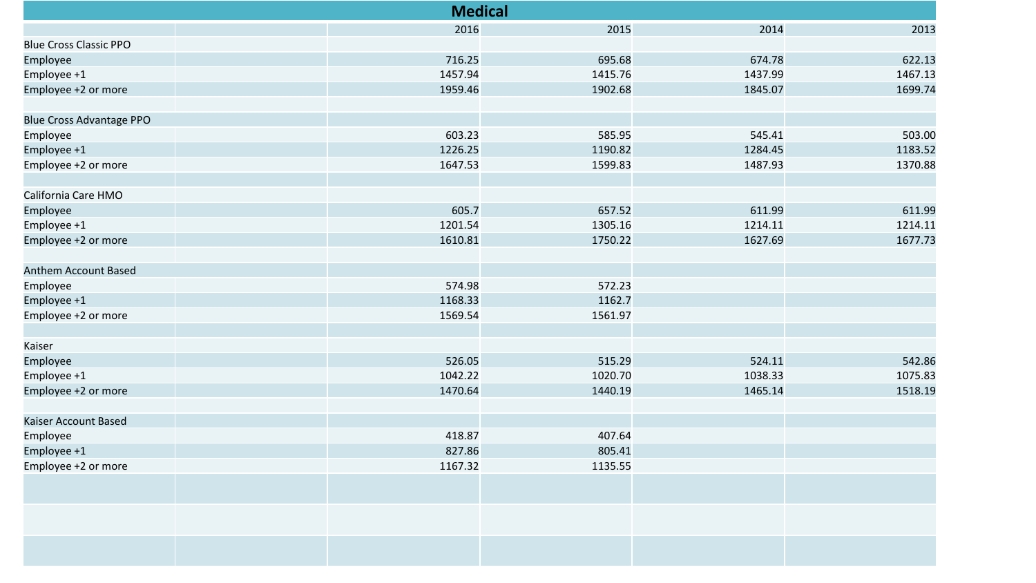# Medical

| | | 2016 | 2015 | 2014 | 2013 |
|---|---|---|---|---|---|
| Blue Cross Classic PPO | | | | | |
| Employee | | 716.25 | 695.68 | 674.78 | 622.13 |
| Employee +1 | | 1457.94 | 1415.76 | 1437.99 | 1467.13 |
| Employee +2 or more | | 1959.46 | 1902.68 | 1845.07 | 1699.74 |
| | | | | | |
| Blue Cross Advantage PPO | | | | | |
| Employee | | 603.23 | 585.95 | 545.41 | 503.00 |
| Employee +1 | | 1226.25 | 1190.82 | 1284.45 | 1183.52 |
| Employee +2 or more | | 1647.53 | 1599.83 | 1487.93 | 1370.88 |
| | | | | | |
| California Care HMO | | | | | |
| Employee | | 605.7 | 657.52 | 611.99 | 611.99 |
| Employee +1 | | 1201.54 | 1305.16 | 1214.11 | 1214.11 |
| Employee +2 or more | | 1610.81 | 1750.22 | 1627.69 | 1677.73 |
| | | | | | |
| Anthem Account Based | | | | | |
| Employee | | 574.98 | 572.23 | | |
| Employee +1 | | 1168.33 | 1162.7 | | |
| Employee +2 or more | | 1569.54 | 1561.97 | | |
| | | | | | |
| Kaiser | | | | | |
| Employee | | 526.05 | 515.29 | 524.11 | 542.86 |
| Employee +1 | | 1042.22 | 1020.70 | 1038.33 | 1075.83 |
| Employee +2 or more | | 1470.64 | 1440.19 | 1465.14 | 1518.19 |
| | | | | | |
| Kaiser Account Based | | | | | |
| Employee | | 418.87 | 407.64 | | |
| Employee +1 | | 827.86 | 805.41 | | |
| Employee +2 or more | | 1167.32 | 1135.55 | | |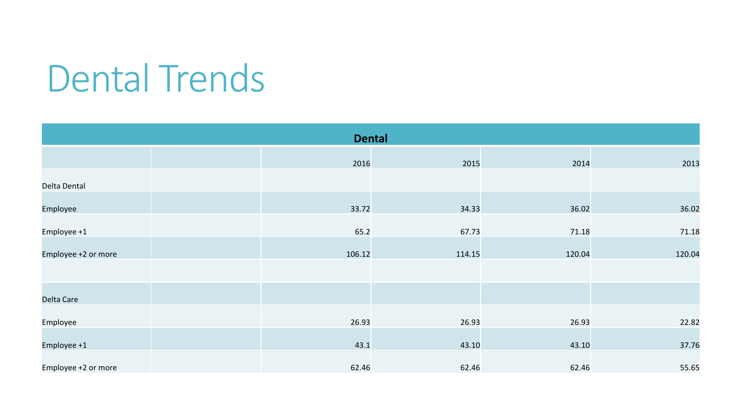# Dental Trends

| Dental | | | | | |
|---|---|---|---|---|---|
| | | 2016 | 2015 | 2014 | 2013 |
| Delta Dental | | | | | |
| Employee | | 33.72 | 34.33 | 36.02 | 36.02 |
| Employee +1 | | 65.2 | 67.73 | 71.18 | 71.18 |
| Employee +2 or more | | 106.12 | 114.15 | 120.04 | 120.04 |
| | | | | | |
| Delta Care | | | | | |
| Employee | | 26.93 | 26.93 | 26.93 | 22.82 |
| Employee +1 | | 43.1 | 43.10 | 43.10 | 37.76 |
| Employee +2 or more | | 62.46 | 62.46 | 62.46 | 55.65 |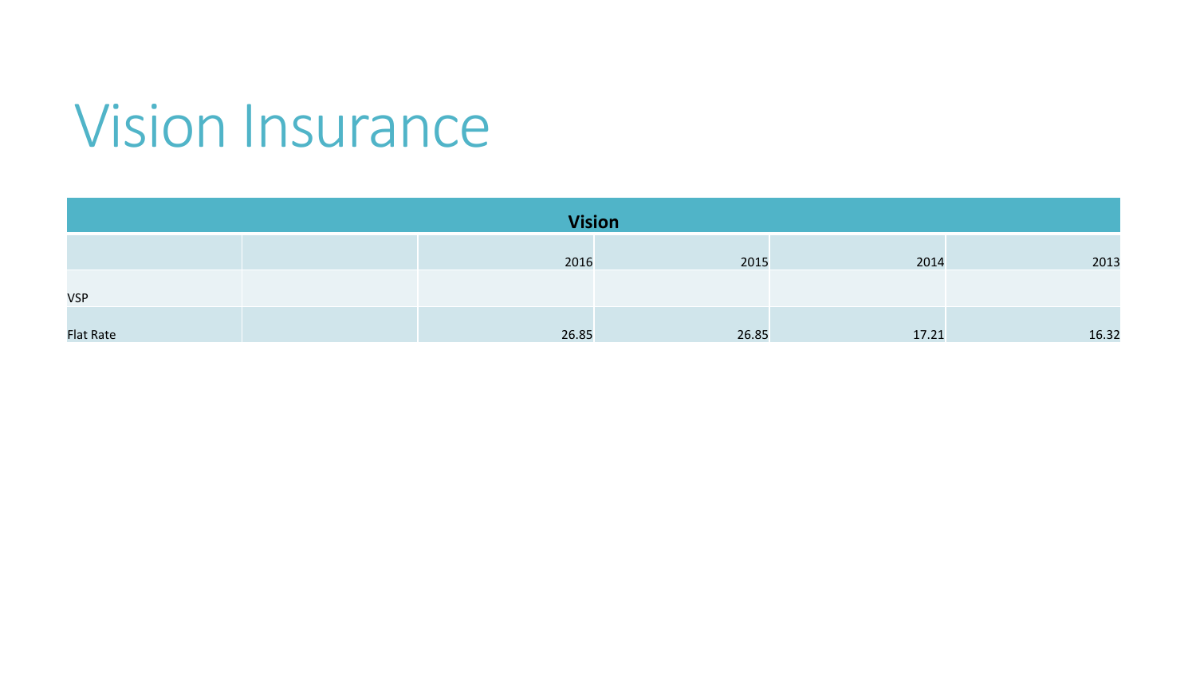# Vision Insurance

| Vision | | | | | |
|---|---|---|---|---|---|
| | | 2016 | 2015 | 2014 | 2013 |
| VSP | | | | | |
| Flat Rate | | 26.85 | 26.85 | 17.21 | 16.32 |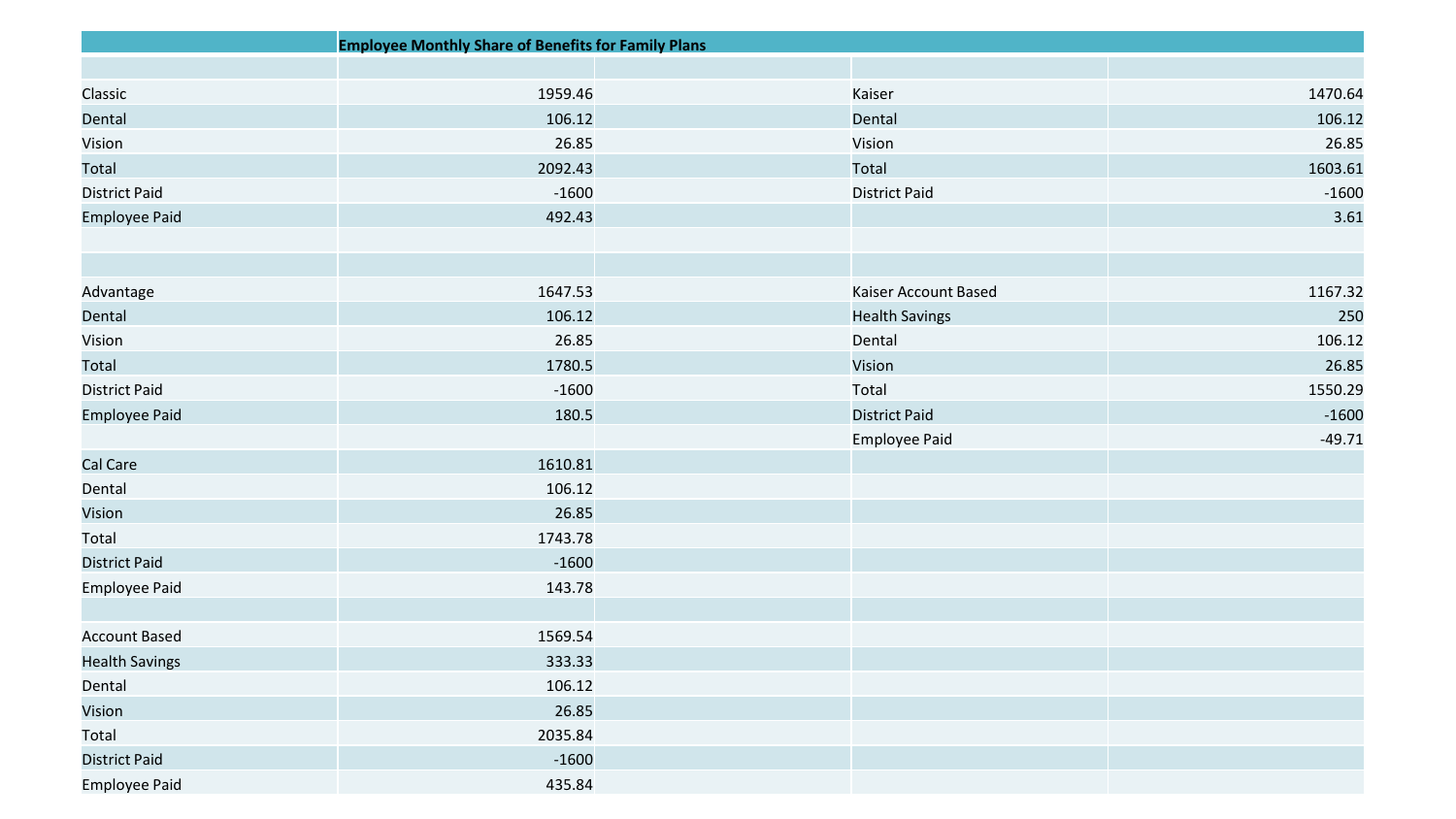| | Employee Monthly Share of Benefits for Family Plans | | | |
|---|---|---|---|---|
| | | | | |
| Classic | 1959.46 | | Kaiser | 1470.64 |
| Dental | 106.12 | | Dental | 106.12 |
| Vision | 26.85 | | Vision | 26.85 |
| Total | 2092.43 | | Total | 1603.61 |
| District Paid | -1600 | | District Paid | -1600 |
| Employee Paid | 492.43 | | | 3.61 |
| | | | | |
| | | | | |
| Advantage | 1647.53 | | Kaiser Account Based | 1167.32 |
| Dental | 106.12 | | Health Savings | 250 |
| Vision | 26.85 | | Dental | 106.12 |
| Total | 1780.5 | | Vision | 26.85 |
| District Paid | -1600 | | Total | 1550.29 |
| Employee Paid | 180.5 | | District Paid | -1600 |
| | | | Employee Paid | -49.71 |
| Cal Care | 1610.81 | | | |
| Dental | 106.12 | | | |
| Vision | 26.85 | | | |
| Total | 1743.78 | | | |
| District Paid | -1600 | | | |
| Employee Paid | 143.78 | | | |
| | | | | |
| Account Based | 1569.54 | | | |
| Health Savings | 333.33 | | | |
| Dental | 106.12 | | | |
| Vision | 26.85 | | | |
| Total | 2035.84 | | | |
| District Paid | -1600 | | | |
| Employee Paid | 435.84 | | | |